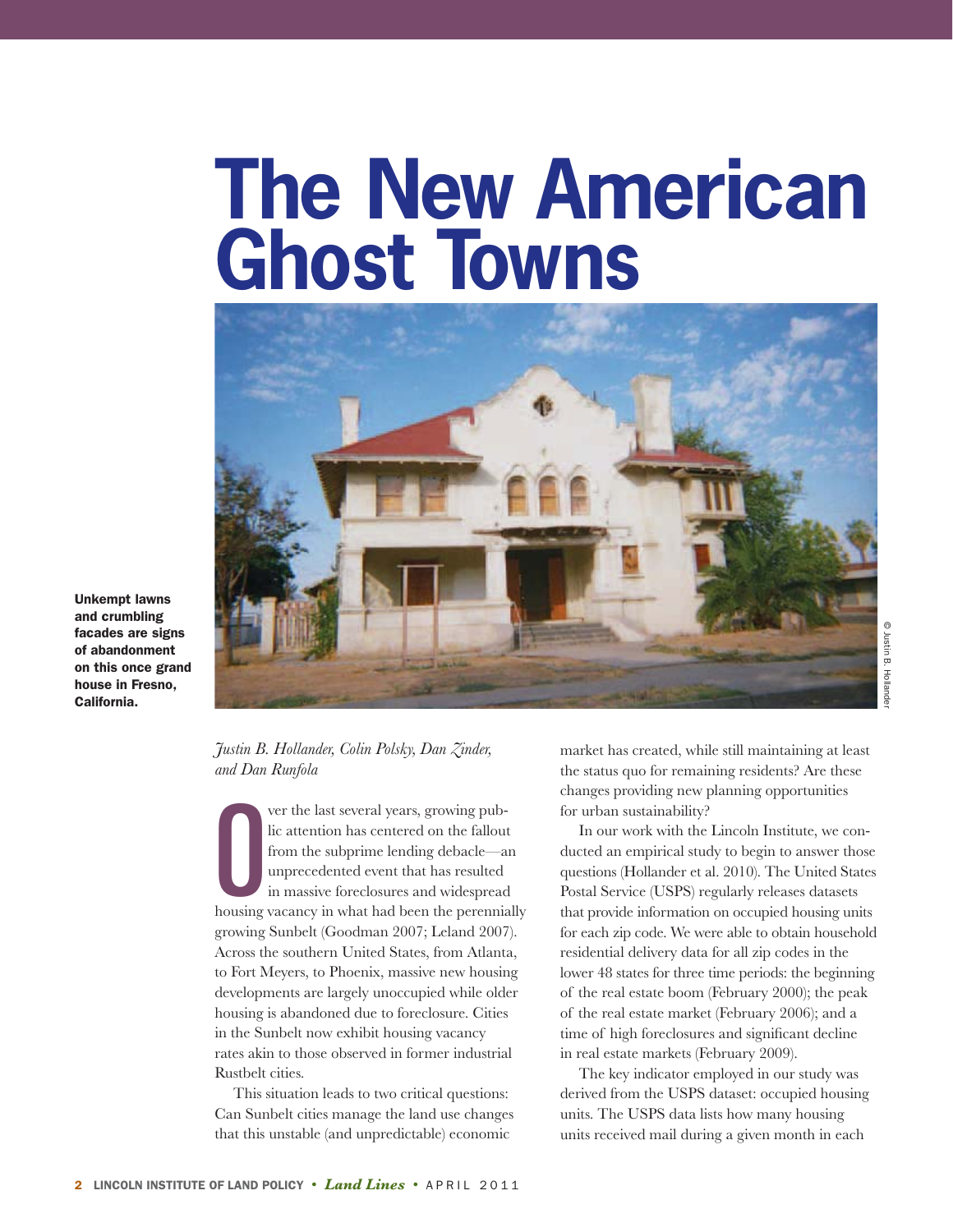# The New American Ghost Towns

Unkempt lawns and crumbling facades are signs of abandonment on this once grand house in Fresno, California.

© Justin B. Hollander

*Justin B. Hollander, Colin Polsky, Dan Zinder, and Dan Runfola*

Over the last several years, growing public attention has centered on the fallout from the subprime lending debacle—an unprecedented event that has resulted in massive foreclosures and widespread housing vacancy in what had been the perennially growing Sunbelt (Goodman 2007; Leland 2007). Across the southern United States, from Atlanta, to Fort Meyers, to Phoenix, massive new housing developments are largely unoccupied while older housing is abandoned due to foreclosure. Cities in the Sunbelt now exhibit housing vacancy rates akin to those observed in former industrial Rustbelt cities.

This situation leads to two critical questions: Can Sunbelt cities manage the land use changes that this unstable (and unpredictable) economic market has created, while still maintaining at least the status quo for remaining residents? Are these changes providing new planning opportunities for urban sustainability?

In our work with the Lincoln Institute, we conducted an empirical study to begin to answer those questions (Hollander et al. 2010). The United States Postal Service (USPS) regularly releases datasets that provide information on occupied housing units for each zip code. We were able to obtain household residential delivery data for all zip codes in the lower 48 states for three time periods: the beginning of the real estate boom (February 2000); the peak of the real estate market (February 2006); and a time of high foreclosures and significant decline in real estate markets (February 2009).

The key indicator employed in our study was derived from the USPS dataset: occupied housing units. The USPS data lists how many housing units received mail during a given month in each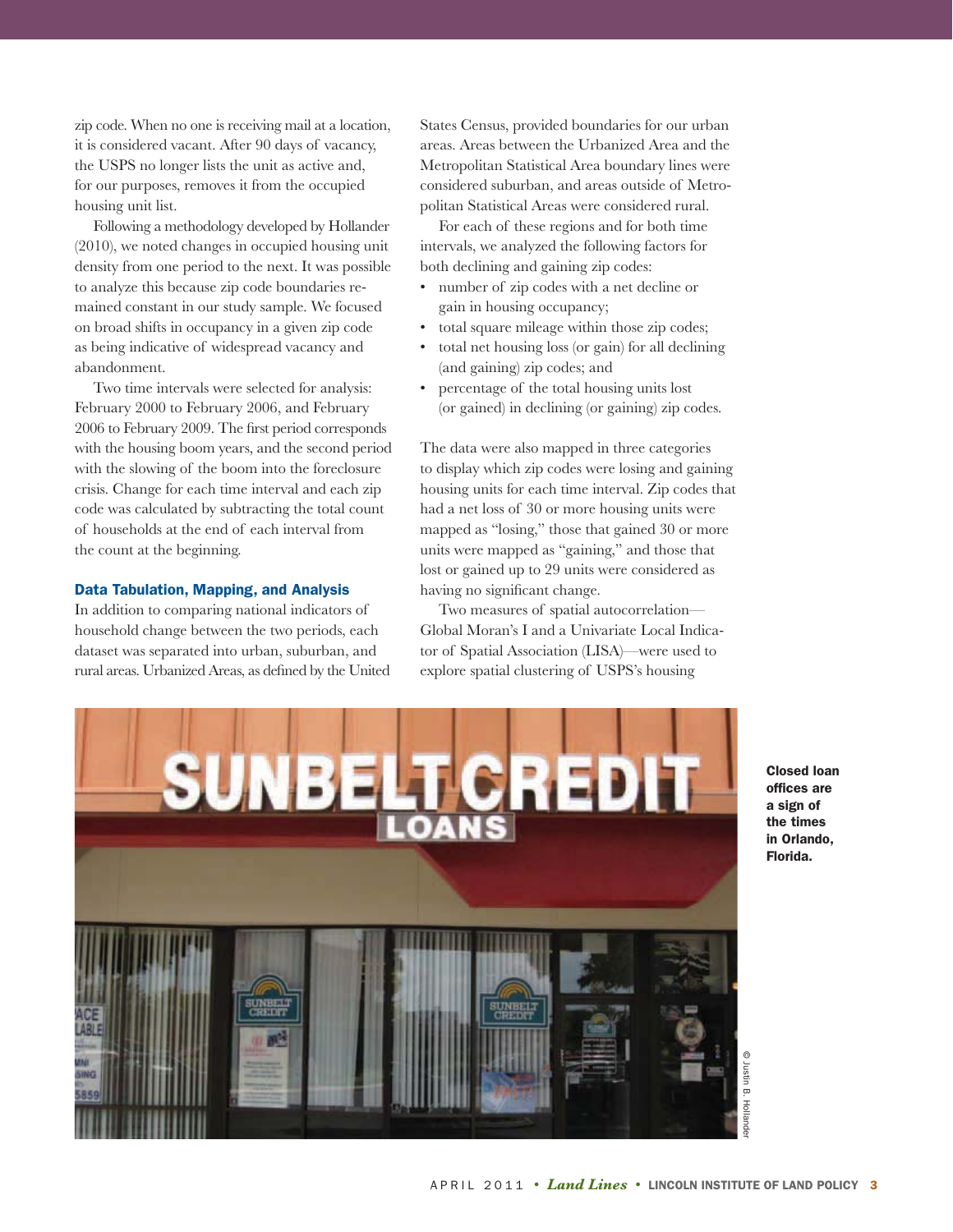zip code. When no one is receiving mail at a location, it is considered vacant. After 90 days of vacancy, the USPS no longer lists the unit as active and, for our purposes, removes it from the occupied housing unit list.

Following a methodology developed by Hollander (2010), we noted changes in occupied housing unit density from one period to the next. It was possible to analyze this because zip code boundaries remained constant in our study sample. We focused on broad shifts in occupancy in a given zip code as being indicative of widespread vacancy and abandonment.

Two time intervals were selected for analysis: February 2000 to February 2006, and February 2006 to February 2009. The first period corresponds with the housing boom years, and the second period with the slowing of the boom into the foreclosure crisis. Change for each time interval and each zip code was calculated by subtracting the total count of households at the end of each interval from the count at the beginning.

### Data Tabulation, Mapping, and Analysis

In addition to comparing national indicators of household change between the two periods, each dataset was separated into urban, suburban, and rural areas. Urbanized Areas, as defined by the United States Census, provided boundaries for our urban areas. Areas between the Urbanized Area and the Metropolitan Statistical Area boundary lines were considered suburban, and areas outside of Metropolitan Statistical Areas were considered rural.

For each of these regions and for both time intervals, we analyzed the following factors for both declining and gaining zip codes:

- number of zip codes with a net decline or gain in housing occupancy;
- total square mileage within those zip codes;
- total net housing loss (or gain) for all declining (and gaining) zip codes; and
- percentage of the total housing units lost (or gained) in declining (or gaining) zip codes.

The data were also mapped in three categories to display which zip codes were losing and gaining housing units for each time interval. Zip codes that had a net loss of 30 or more housing units were mapped as "losing," those that gained 30 or more units were mapped as "gaining," and those that lost or gained up to 29 units were considered as having no significant change.

Two measures of spatial autocorrelation—Global Moran's I and a Univariate Local Indicator of Spatial Association (LISA)—were used to explore spatial clustering of USPS's housing

**Closed loan offices are a sign of the times in Orlando, Florida.**

© Justin B. Hollander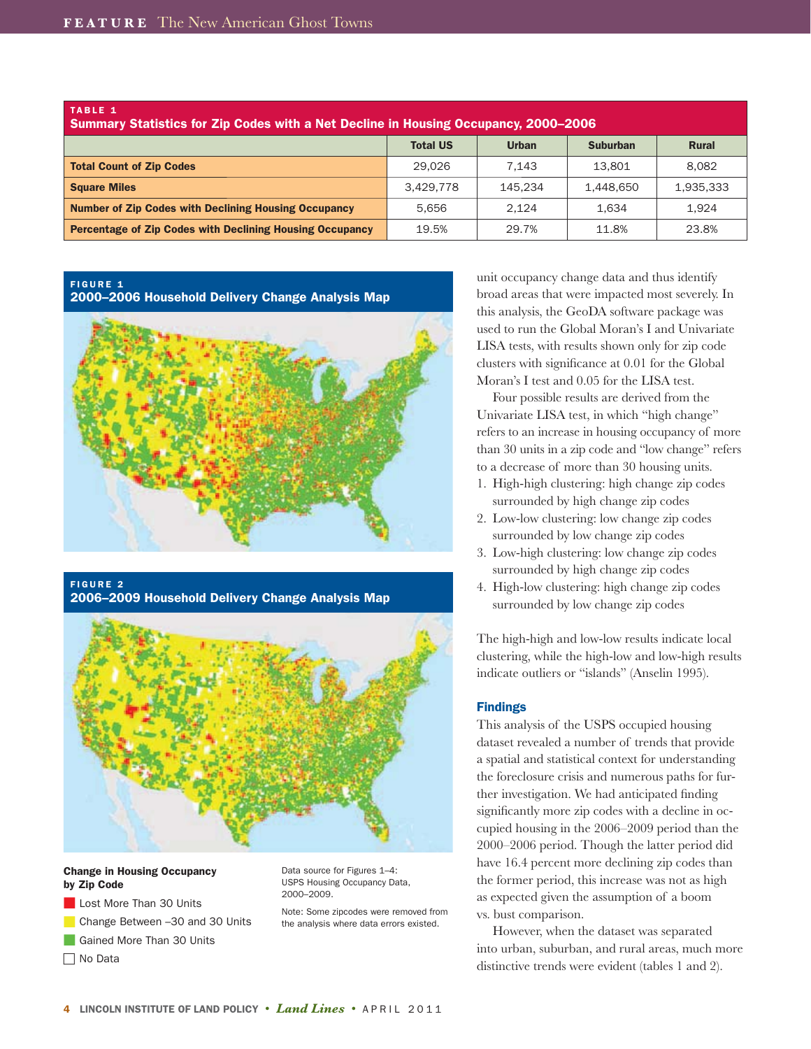**TABLE 1**
**Summary Statistics for Zip Codes with a Net Decline in Housing Occupancy, 2000–2006**

| | Total US | Urban | Suburban | Rural |
|---|---|---|---|---|
| **Total Count of Zip Codes** | 29,026 | 7,143 | 13,801 | 8,082 |
| **Square Miles** | 3,429,778 | 145,234 | 1,448,650 | 1,935,333 |
| **Number of Zip Codes with Declining Housing Occupancy** | 5,656 | 2,124 | 1,634 | 1,924 |
| **Percentage of Zip Codes with Declining Housing Occupancy** | 19.5% | 29.7% | 11.8% | 23.8% |

**FIGURE 1**
**2000–2006 Household Delivery Change Analysis Map**

**FIGURE 2**
**2006–2009 Household Delivery Change Analysis Map**

**Change in Housing Occupancy by Zip Code**

- Lost More Than 30 Units
- Change Between –30 and 30 Units
- Gained More Than 30 Units
- No Data

Data source for Figures 1–4: USPS Housing Occupancy Data, 2000–2009.

Note: Some zipcodes were removed from the analysis where data errors existed.

unit occupancy change data and thus identify broad areas that were impacted most severely. In this analysis, the GeoDA software package was used to run the Global Moran's I and Univariate LISA tests, with results shown only for zip code clusters with significance at 0.01 for the Global Moran's I test and 0.05 for the LISA test.

Four possible results are derived from the Univariate LISA test, in which "high change" refers to an increase in housing occupancy of more than 30 units in a zip code and "low change" refers to a decrease of more than 30 housing units.

1. High-high clustering: high change zip codes surrounded by high change zip codes
2. Low-low clustering: low change zip codes surrounded by low change zip codes
3. Low-high clustering: low change zip codes surrounded by high change zip codes
4. High-low clustering: high change zip codes surrounded by low change zip codes

The high-high and low-low results indicate local clustering, while the high-low and low-high results indicate outliers or "islands" (Anselin 1995).

### Findings

This analysis of the USPS occupied housing dataset revealed a number of trends that provide a spatial and statistical context for understanding the foreclosure crisis and numerous paths for further investigation. We had anticipated finding significantly more zip codes with a decline in occupied housing in the 2006–2009 period than the 2000–2006 period. Though the latter period did have 16.4 percent more declining zip codes than the former period, this increase was not as high as expected given the assumption of a boom vs. bust comparison.

However, when the dataset was separated into urban, suburban, and rural areas, much more distinctive trends were evident (tables 1 and 2).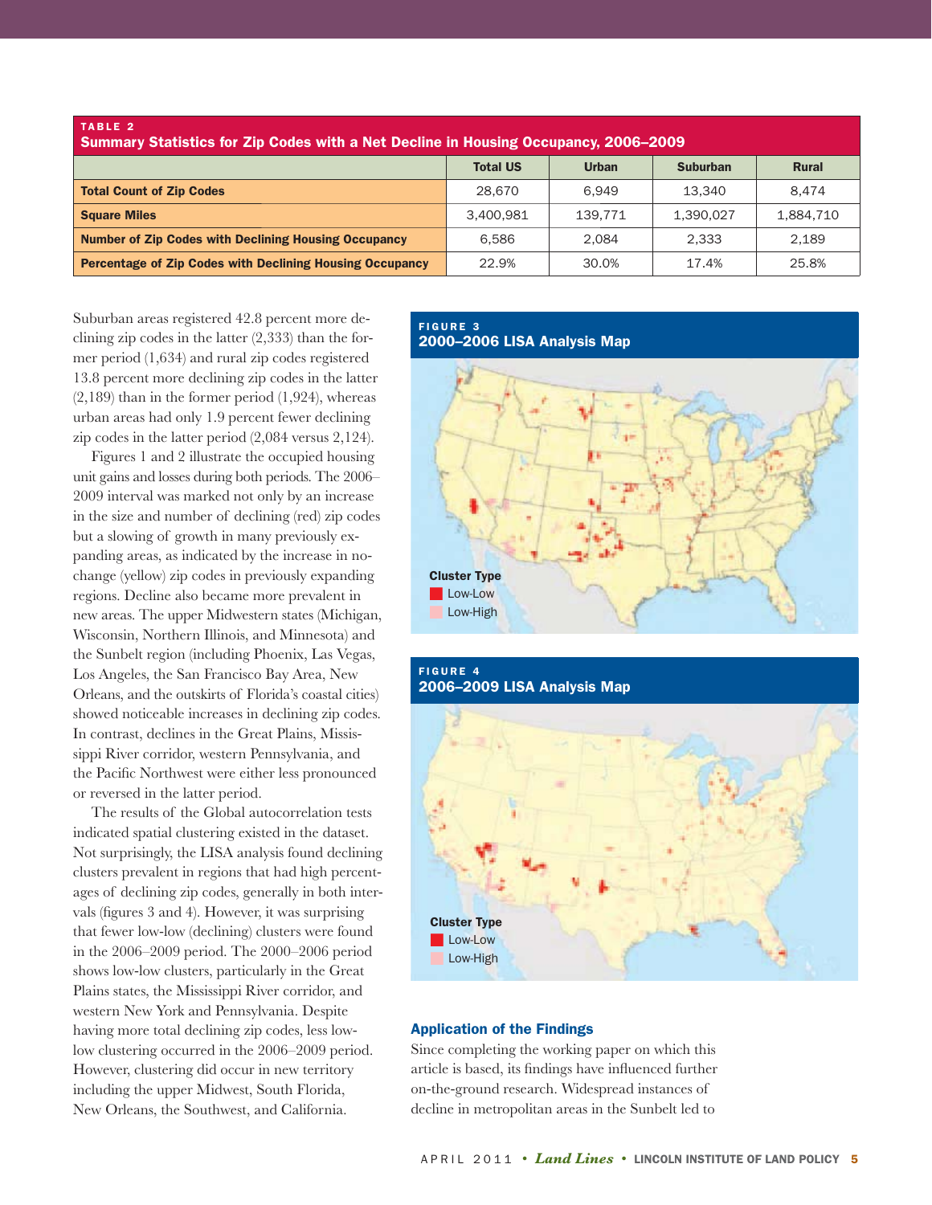**TABLE 2**
**Summary Statistics for Zip Codes with a Net Decline in Housing Occupancy, 2006–2009**

| | Total US | Urban | Suburban | Rural |
|---|---|---|---|---|
| **Total Count of Zip Codes** | 28,670 | 6,949 | 13,340 | 8,474 |
| **Square Miles** | 3,400,981 | 139,771 | 1,390,027 | 1,884,710 |
| **Number of Zip Codes with Declining Housing Occupancy** | 6,586 | 2,084 | 2,333 | 2,189 |
| **Percentage of Zip Codes with Declining Housing Occupancy** | 22.9% | 30.0% | 17.4% | 25.8% |

Suburban areas registered 42.8 percent more declining zip codes in the latter (2,333) than the former period (1,634) and rural zip codes registered 13.8 percent more declining zip codes in the latter (2,189) than in the former period (1,924), whereas urban areas had only 1.9 percent fewer declining zip codes in the latter period (2,084 versus 2,124).

Figures 1 and 2 illustrate the occupied housing unit gains and losses during both periods. The 2006–2009 interval was marked not only by an increase in the size and number of declining (red) zip codes but a slowing of growth in many previously expanding areas, as indicated by the increase in no-change (yellow) zip codes in previously expanding regions. Decline also became more prevalent in new areas. The upper Midwestern states (Michigan, Wisconsin, Northern Illinois, and Minnesota) and the Sunbelt region (including Phoenix, Las Vegas, Los Angeles, the San Francisco Bay Area, New Orleans, and the outskirts of Florida's coastal cities) showed noticeable increases in declining zip codes. In contrast, declines in the Great Plains, Mississippi River corridor, western Pennsylvania, and the Pacific Northwest were either less pronounced or reversed in the latter period.

The results of the Global autocorrelation tests indicated spatial clustering existed in the dataset. Not surprisingly, the LISA analysis found declining clusters prevalent in regions that had high percentages of declining zip codes, generally in both intervals (figures 3 and 4). However, it was surprising that fewer low-low (declining) clusters were found in the 2006–2009 period. The 2000–2006 period shows low-low clusters, particularly in the Great Plains states, the Mississippi River corridor, and western New York and Pennsylvania. Despite having more total declining zip codes, less low-low clustering occurred in the 2006–2009 period. However, clustering did occur in new territory including the upper Midwest, South Florida, New Orleans, the Southwest, and California.

**FIGURE 3**
**2000–2006 LISA Analysis Map**

Cluster Type
- Low-Low
- Low-High

**FIGURE 4**
**2006–2009 LISA Analysis Map**

Cluster Type
- Low-Low
- Low-High

### Application of the Findings

Since completing the working paper on which this article is based, its findings have influenced further on-the-ground research. Widespread instances of decline in metropolitan areas in the Sunbelt led to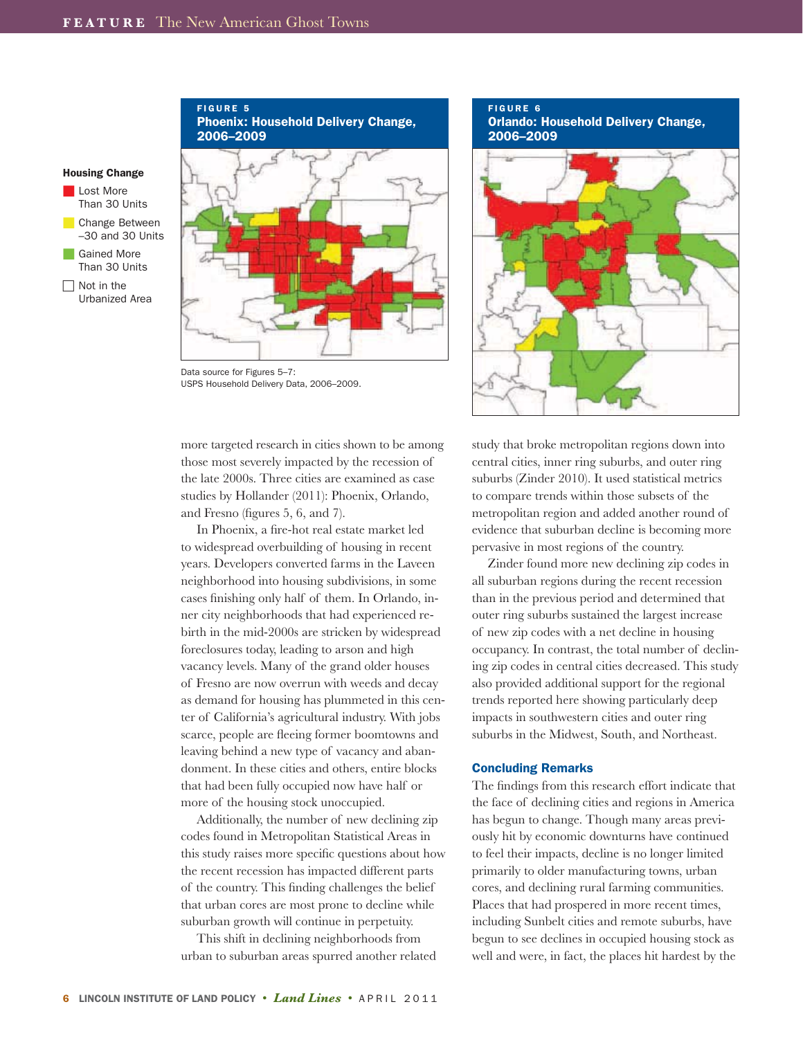**FIGURE 5**
**Phoenix: Household Delivery Change, 2006–2009**

**FIGURE 6**
**Orlando: Household Delivery Change, 2006–2009**

**Housing Change**

- Lost More Than 30 Units
- Change Between –30 and 30 Units
- Gained More Than 30 Units
- Not in the Urbanized Area

Data source for Figures 5–7: USPS Household Delivery Data, 2006–2009.

more targeted research in cities shown to be among those most severely impacted by the recession of the late 2000s. Three cities are examined as case studies by Hollander (2011): Phoenix, Orlando, and Fresno (figures 5, 6, and 7).

In Phoenix, a fire-hot real estate market led to widespread overbuilding of housing in recent years. Developers converted farms in the Laveen neighborhood into housing subdivisions, in some cases finishing only half of them. In Orlando, inner city neighborhoods that had experienced rebirth in the mid-2000s are stricken by widespread foreclosures today, leading to arson and high vacancy levels. Many of the grand older houses of Fresno are now overrun with weeds and decay as demand for housing has plummeted in this center of California's agricultural industry. With jobs scarce, people are fleeing former boomtowns and leaving behind a new type of vacancy and abandonment. In these cities and others, entire blocks that had been fully occupied now have half or more of the housing stock unoccupied.

Additionally, the number of new declining zip codes found in Metropolitan Statistical Areas in this study raises more specific questions about how the recent recession has impacted different parts of the country. This finding challenges the belief that urban cores are most prone to decline while suburban growth will continue in perpetuity.

This shift in declining neighborhoods from urban to suburban areas spurred another related study that broke metropolitan regions down into central cities, inner ring suburbs, and outer ring suburbs (Zinder 2010). It used statistical metrics to compare trends within those subsets of the metropolitan region and added another round of evidence that suburban decline is becoming more pervasive in most regions of the country.

Zinder found more new declining zip codes in all suburban regions during the recent recession than in the previous period and determined that outer ring suburbs sustained the largest increase of new zip codes with a net decline in housing occupancy. In contrast, the total number of declining zip codes in central cities decreased. This study also provided additional support for the regional trends reported here showing particularly deep impacts in southwestern cities and outer ring suburbs in the Midwest, South, and Northeast.

## Concluding Remarks

The findings from this research effort indicate that the face of declining cities and regions in America has begun to change. Though many areas previously hit by economic downturns have continued to feel their impacts, decline is no longer limited primarily to older manufacturing towns, urban cores, and declining rural farming communities. Places that had prospered in more recent times, including Sunbelt cities and remote suburbs, have begun to see declines in occupied housing stock as well and were, in fact, the places hit hardest by the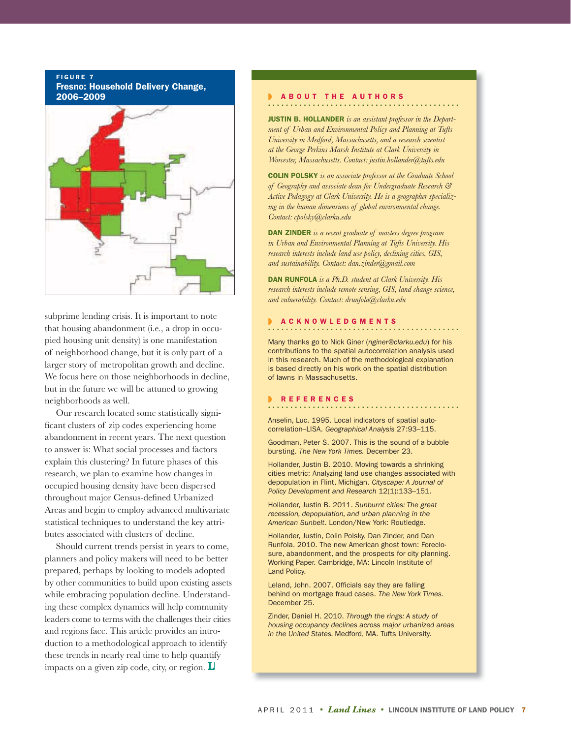**FIGURE 7**
**Fresno: Household Delivery Change, 2006–2009**

subprime lending crisis. It is important to note that housing abandonment (i.e., a drop in occupied housing unit density) is one manifestation of neighborhood change, but it is only part of a larger story of metropolitan growth and decline. We focus here on those neighborhoods in decline, but in the future we will be attuned to growing neighborhoods as well.

Our research located some statistically significant clusters of zip codes experiencing home abandonment in recent years. The next question to answer is: What social processes and factors explain this clustering? In future phases of this research, we plan to examine how changes in occupied housing density have been dispersed throughout major Census-defined Urbanized Areas and begin to employ advanced multivariate statistical techniques to understand the key attributes associated with clusters of decline.

Should current trends persist in years to come, planners and policy makers will need to be better prepared, perhaps by looking to models adopted by other communities to build upon existing assets while embracing population decline. Understanding these complex dynamics will help community leaders come to terms with the challenges their cities and regions face. This article provides an introduction to a methodological approach to identify these trends in nearly real time to help quantify impacts on a given zip code, city, or region.

## ABOUT THE AUTHORS

**JUSTIN B. HOLLANDER** *is an assistant professor in the Department of Urban and Environmental Policy and Planning at Tufts University in Medford, Massachusetts, and a research scientist at the George Perkins Marsh Institute at Clark University in Worcester, Massachusetts. Contact: justin.hollander@tufts.edu*

**COLIN POLSKY** *is an associate professor at the Graduate School of Geography and associate dean for Undergraduate Research & Active Pedagogy at Clark University. He is a geographer specializing in the human dimensions of global environmental change. Contact: cpolsky@clarku.edu*

**DAN ZINDER** *is a recent graduate of masters degree program in Urban and Environmental Planning at Tufts University. His research interests include land use policy, declining cities, GIS, and sustainability. Contact: dan.zinder@gmail.com*

**DAN RUNFOLA** *is a Ph.D. student at Clark University. His research interests include remote sensing, GIS, land change science, and vulnerability. Contact: drunfola@clarku.edu*

## ACKNOWLEDGMENTS

Many thanks go to Nick Giner (*nginer@clarku.edu*) for his contributions to the spatial autocorrelation analysis used in this research. Much of the methodological explanation is based directly on his work on the spatial distribution of lawns in Massachusetts.

## REFERENCES

Anselin, Luc. 1995. Local indicators of spatial autocorrelation–LISA. *Geographical Analysis* 27:93–115.

Goodman, Peter S. 2007. This is the sound of a bubble bursting. *The New York Times.* December 23.

Hollander, Justin B. 2010. Moving towards a shrinking cities metric: Analyzing land use changes associated with depopulation in Flint, Michigan. *Cityscape: A Journal of Policy Development and Research* 12(1):133–151.

Hollander, Justin B. 2011. *Sunburnt cities: The great recession, depopulation, and urban planning in the American Sunbelt*. London/New York: Routledge.

Hollander, Justin, Colin Polsky, Dan Zinder, and Dan Runfola. 2010. The new American ghost town: Foreclosure, abandonment, and the prospects for city planning. Working Paper. Cambridge, MA: Lincoln Institute of Land Policy.

Leland, John. 2007. Officials say they are falling behind on mortgage fraud cases. *The New York Times.* December 25.

Zinder, Daniel H. 2010. *Through the rings: A study of housing occupancy declines across major urbanized areas in the United States.* Medford, MA. Tufts University.